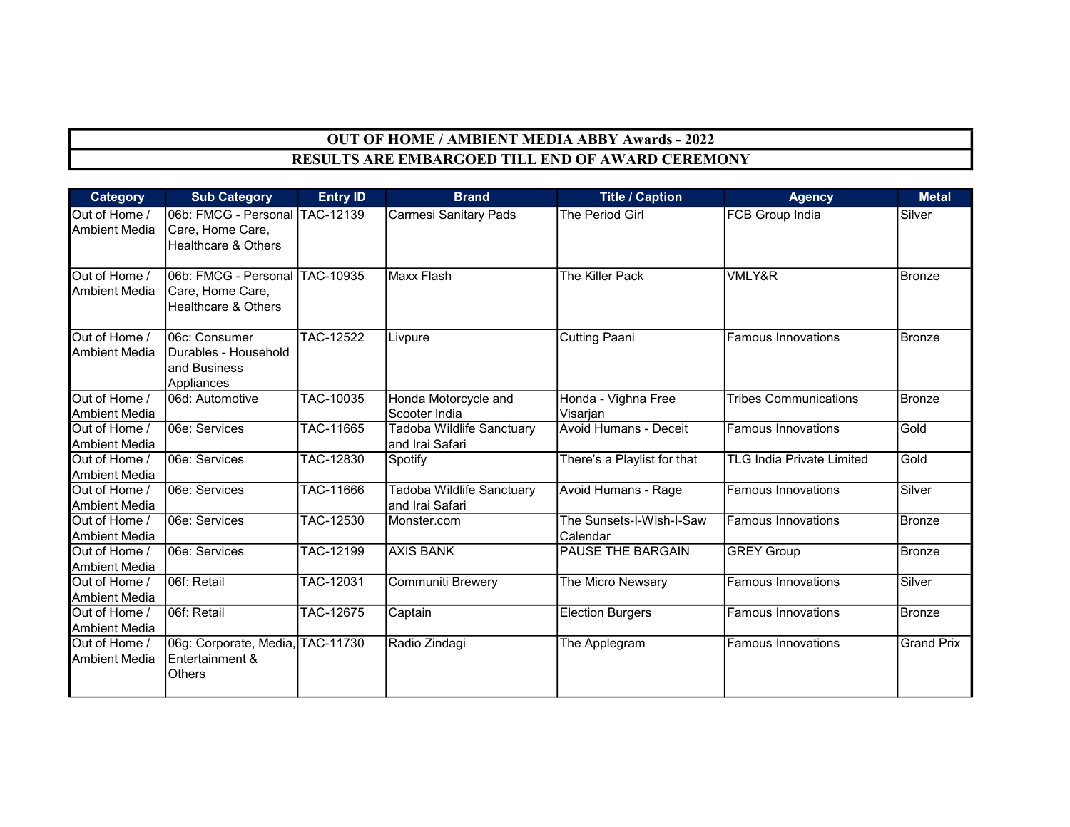# OUT OF HOME / AMBIENT MEDIA ABBY Awards - 2022

## RESULTS ARE EMBARGOED TILL END OF AWARD CEREMONY

| Category | Sub Category | Entry ID | Brand | Title / Caption | Agency | Metal |
|---|---|---|---|---|---|---|
| Out of Home / Ambient Media | 06b: FMCG - Personal Care, Home Care, Healthcare & Others | TAC-12139 | Carmesi Sanitary Pads | The Period Girl | FCB Group India | Silver |
| Out of Home / Ambient Media | 06b: FMCG - Personal Care, Home Care, Healthcare & Others | TAC-10935 | Maxx Flash | The Killer Pack | VMLY&R | Bronze |
| Out of Home / Ambient Media | 06c: Consumer Durables - Household and Business Appliances | TAC-12522 | Livpure | Cutting Paani | Famous Innovations | Bronze |
| Out of Home / Ambient Media | 06d: Automotive | TAC-10035 | Honda Motorcycle and Scooter India | Honda - Vighna Free Visarjan | Tribes Communications | Bronze |
| Out of Home / Ambient Media | 06e: Services | TAC-11665 | Tadoba Wildlife Sanctuary and Irai Safari | Avoid Humans - Deceit | Famous Innovations | Gold |
| Out of Home / Ambient Media | 06e: Services | TAC-12830 | Spotify | There's a Playlist for that | TLG India Private Limited | Gold |
| Out of Home / Ambient Media | 06e: Services | TAC-11666 | Tadoba Wildlife Sanctuary and Irai Safari | Avoid Humans - Rage | Famous Innovations | Silver |
| Out of Home / Ambient Media | 06e: Services | TAC-12530 | Monster.com | The Sunsets-I-Wish-I-Saw Calendar | Famous Innovations | Bronze |
| Out of Home / Ambient Media | 06e: Services | TAC-12199 | AXIS BANK | PAUSE THE BARGAIN | GREY Group | Bronze |
| Out of Home / Ambient Media | 06f: Retail | TAC-12031 | Communiti Brewery | The Micro Newsary | Famous Innovations | Silver |
| Out of Home / Ambient Media | 06f: Retail | TAC-12675 | Captain | Election Burgers | Famous Innovations | Bronze |
| Out of Home / Ambient Media | 06g: Corporate, Media, Entertainment & Others | TAC-11730 | Radio Zindagi | The Applegram | Famous Innovations | Grand Prix |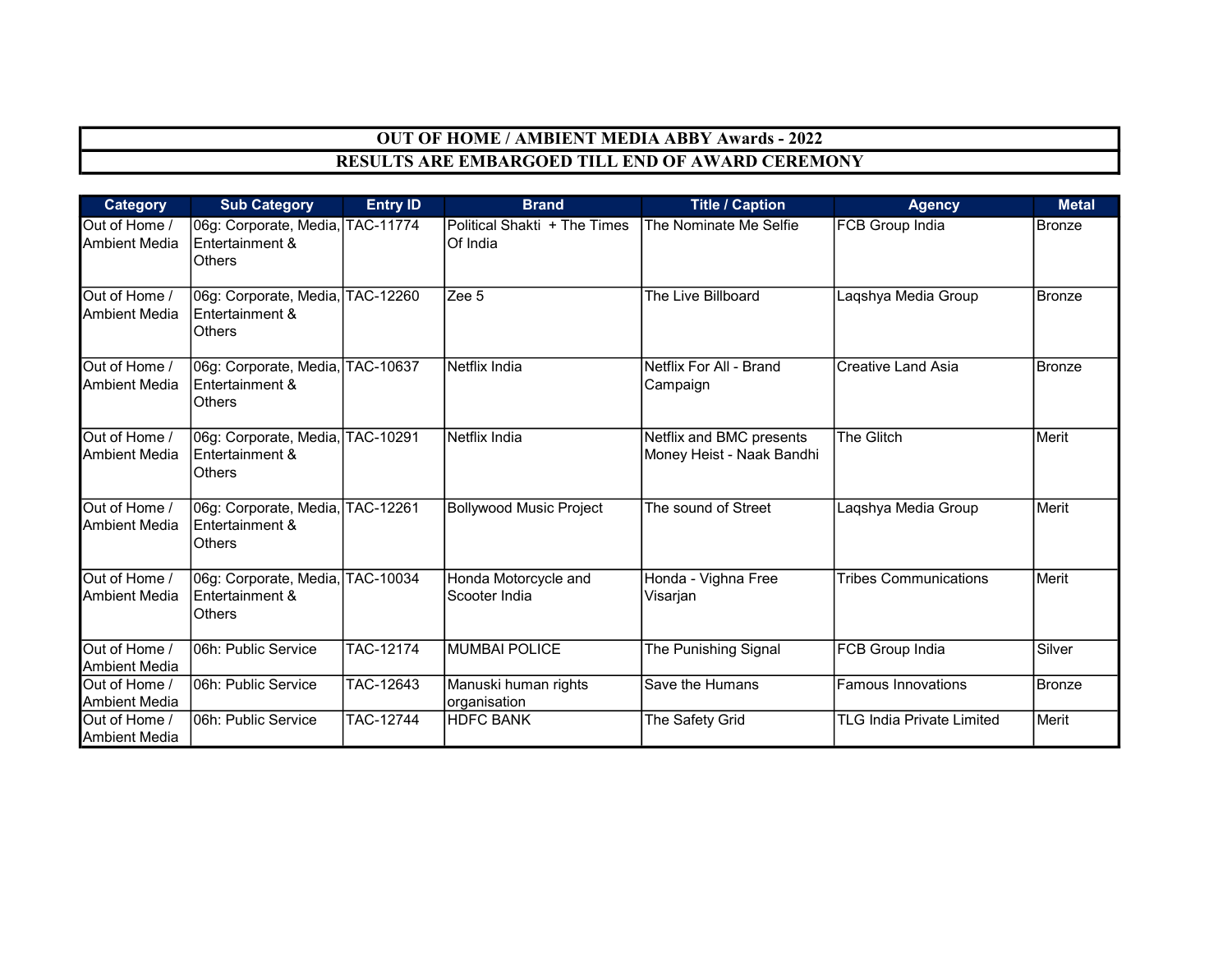# OUT OF HOME / AMBIENT MEDIA ABBY Awards - 2022

## RESULTS ARE EMBARGOED TILL END OF AWARD CEREMONY

| Category | Sub Category | Entry ID | Brand | Title / Caption | Agency | Metal |
|---|---|---|---|---|---|---|
| Out of Home / Ambient Media | 06g: Corporate, Media, Entertainment & Others | TAC-11774 | Political Shakti + The Times Of India | The Nominate Me Selfie | FCB Group India | Bronze |
| Out of Home / Ambient Media | 06g: Corporate, Media, Entertainment & Others | TAC-12260 | Zee 5 | The Live Billboard | Laqshya Media Group | Bronze |
| Out of Home / Ambient Media | 06g: Corporate, Media, Entertainment & Others | TAC-10637 | Netflix India | Netflix For All - Brand Campaign | Creative Land Asia | Bronze |
| Out of Home / Ambient Media | 06g: Corporate, Media, Entertainment & Others | TAC-10291 | Netflix India | Netflix and BMC presents Money Heist - Naak Bandhi | The Glitch | Merit |
| Out of Home / Ambient Media | 06g: Corporate, Media, Entertainment & Others | TAC-12261 | Bollywood Music Project | The sound of Street | Laqshya Media Group | Merit |
| Out of Home / Ambient Media | 06g: Corporate, Media, Entertainment & Others | TAC-10034 | Honda Motorcycle and Scooter India | Honda - Vighna Free Visarjan | Tribes Communications | Merit |
| Out of Home / Ambient Media | 06h: Public Service | TAC-12174 | MUMBAI POLICE | The Punishing Signal | FCB Group India | Silver |
| Out of Home / Ambient Media | 06h: Public Service | TAC-12643 | Manuski human rights organisation | Save the Humans | Famous Innovations | Bronze |
| Out of Home / Ambient Media | 06h: Public Service | TAC-12744 | HDFC BANK | The Safety Grid | TLG India Private Limited | Merit |